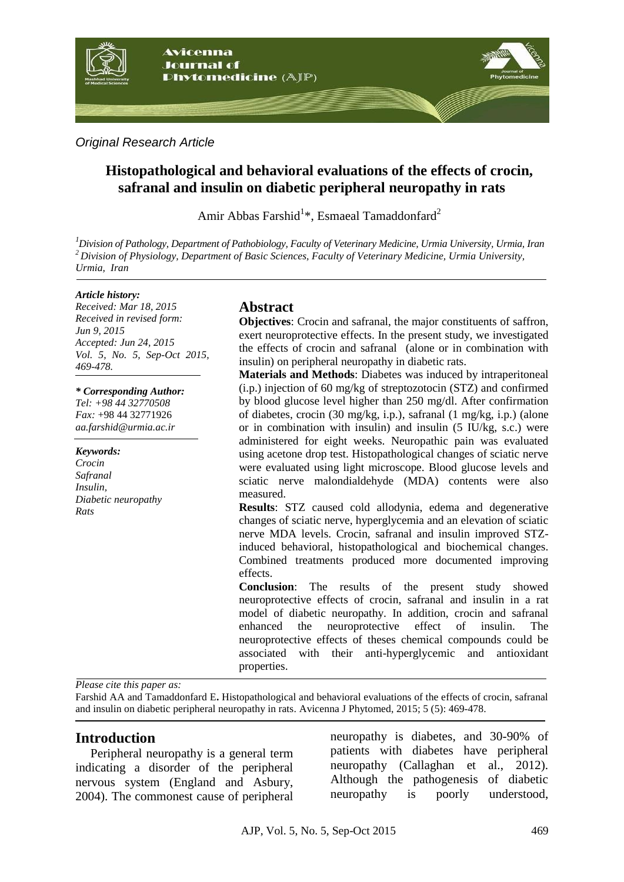*Original Research Article*

# Histopathological and behavioral evaluations of the effects of crocin, safranal and insulin on diabetic peripheral neuropathy in rats

Amir Abbas Farshid[1]*, Esmaeal Tamaddonfard[2]

[1] *Division of Pathology, Department of Pathobiology, Faculty of Veterinary Medicine, Urmia University, Urmia, Iran*
[2] *Division of Physiology, Department of Basic Sciences, Faculty of Veterinary Medicine, Urmia University, Urmia, Iran*

***Article history:***
*Received: Mar 18, 2015*
*Received in revised form: Jun 9, 2015*
*Accepted: Jun 24, 2015*
*Vol. 5, No. 5, Sep-Oct 2015, 469-478.*

***\* Corresponding Author:***
*Tel: +98 44 32770508*
*Fax:* +98 44 32771926
*aa.farshid@urmia.ac.ir*

***Keywords:***
*Crocin*
*Safranal*
*Insulin,*
*Diabetic neuropathy*
*Rats*

## Abstract

**Objectives**: Crocin and safranal, the major constituents of saffron, exert neuroprotective effects. In the present study, we investigated the effects of crocin and safranal (alone or in combination with insulin) on peripheral neuropathy in diabetic rats.

**Materials and Methods**: Diabetes was induced by intraperitoneal (i.p.) injection of 60 mg/kg of streptozotocin (STZ) and confirmed by blood glucose level higher than 250 mg/dl. After confirmation of diabetes, crocin (30 mg/kg, i.p.), safranal (1 mg/kg, i.p.) (alone or in combination with insulin) and insulin (5 IU/kg, s.c.) were administered for eight weeks. Neuropathic pain was evaluated using acetone drop test. Histopathological changes of sciatic nerve were evaluated using light microscope. Blood glucose levels and sciatic nerve malondialdehyde (MDA) contents were also measured.

**Results**: STZ caused cold allodynia, edema and degenerative changes of sciatic nerve, hyperglycemia and an elevation of sciatic nerve MDA levels. Crocin, safranal and insulin improved STZ-induced behavioral, histopathological and biochemical changes. Combined treatments produced more documented improving effects.

**Conclusion**: The results of the present study showed neuroprotective effects of crocin, safranal and insulin in a rat model of diabetic neuropathy. In addition, crocin and safranal enhanced the neuroprotective effect of insulin. The neuroprotective effects of theses chemical compounds could be associated with their anti-hyperglycemic and antioxidant properties.

*Please cite this paper as:*
Farshid AA and Tamaddonfard E**.** Histopathological and behavioral evaluations of the effects of crocin, safranal and insulin on diabetic peripheral neuropathy in rats. Avicenna J Phytomed, 2015; 5 (5): 469-478.

## Introduction

Peripheral neuropathy is a general term indicating a disorder of the peripheral nervous system (England and Asbury, 2004). The commonest cause of peripheral neuropathy is diabetes, and 30-90% of patients with diabetes have peripheral neuropathy (Callaghan et al., 2012). Although the pathogenesis of diabetic neuropathy is poorly understood,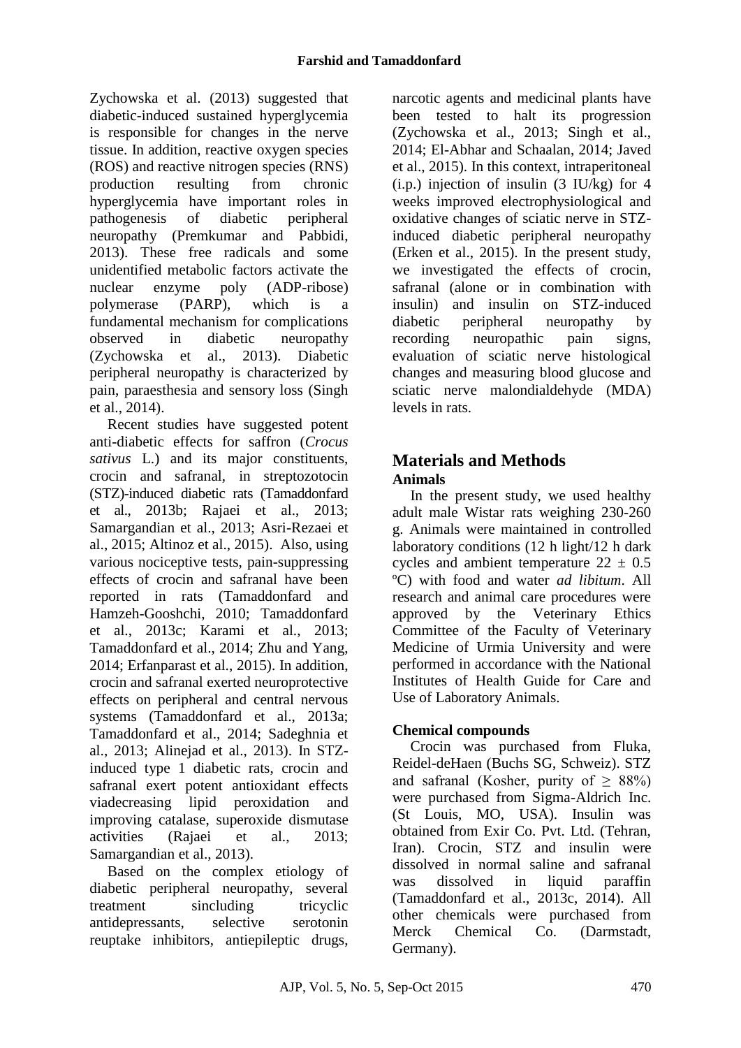Zychowska et al. (2013) suggested that diabetic-induced sustained hyperglycemia is responsible for changes in the nerve tissue. In addition, reactive oxygen species (ROS) and reactive nitrogen species (RNS) production resulting from chronic hyperglycemia have important roles in pathogenesis of diabetic peripheral neuropathy (Premkumar and Pabbidi, 2013). These free radicals and some unidentified metabolic factors activate the nuclear enzyme poly (ADP-ribose) polymerase (PARP), which is a fundamental mechanism for complications observed in diabetic neuropathy (Zychowska et al., 2013). Diabetic peripheral neuropathy is characterized by pain, paraesthesia and sensory loss (Singh et al., 2014).

Recent studies have suggested potent anti-diabetic effects for saffron (*Crocus sativus* L.) and its major constituents, crocin and safranal, in streptozotocin (STZ)-induced diabetic rats (Tamaddonfard et al., 2013b; Rajaei et al., 2013; Samargandian et al., 2013; Asri-Rezaei et al., 2015; Altinoz et al., 2015). Also, using various nociceptive tests, pain-suppressing effects of crocin and safranal have been reported in rats (Tamaddonfard and Hamzeh-Gooshchi, 2010; Tamaddonfard et al., 2013c; Karami et al., 2013; Tamaddonfard et al., 2014; Zhu and Yang, 2014; Erfanparast et al., 2015). In addition, crocin and safranal exerted neuroprotective effects on peripheral and central nervous systems (Tamaddonfard et al., 2013a; Tamaddonfard et al., 2014; Sadeghnia et al., 2013; Alinejad et al., 2013). In STZ-induced type 1 diabetic rats, crocin and safranal exert potent antioxidant effects viadecreasing lipid peroxidation and improving catalase, superoxide dismutase activities (Rajaei et al., 2013; Samargandian et al., 2013).

Based on the complex etiology of diabetic peripheral neuropathy, several treatment sincluding tricyclic antidepressants, selective serotonin reuptake inhibitors, antiepileptic drugs, narcotic agents and medicinal plants have been tested to halt its progression (Zychowska et al., 2013; Singh et al., 2014; El-Abhar and Schaalan, 2014; Javed et al., 2015). In this context, intraperitoneal (i.p.) injection of insulin (3 IU/kg) for 4 weeks improved electrophysiological and oxidative changes of sciatic nerve in STZ-induced diabetic peripheral neuropathy (Erken et al., 2015). In the present study, we investigated the effects of crocin, safranal (alone or in combination with insulin) and insulin on STZ-induced diabetic peripheral neuropathy by recording neuropathic pain signs, evaluation of sciatic nerve histological changes and measuring blood glucose and sciatic nerve malondialdehyde (MDA) levels in rats.

## Materials and Methods

### Animals

In the present study, we used healthy adult male Wistar rats weighing 230-260 g. Animals were maintained in controlled laboratory conditions (12 h light/12 h dark cycles and ambient temperature $22 \pm 0.5$ $^{o}$C) with food and water *ad libitum*. All research and animal care procedures were approved by the Veterinary Ethics Committee of the Faculty of Veterinary Medicine of Urmia University and were performed in accordance with the National Institutes of Health Guide for Care and Use of Laboratory Animals.

### Chemical compounds

Crocin was purchased from Fluka, Reidel-deHaen (Buchs SG, Schweiz). STZ and safranal (Kosher, purity of $\geq$ 88%) were purchased from Sigma-Aldrich Inc. (St Louis, MO, USA). Insulin was obtained from Exir Co. Pvt. Ltd. (Tehran, Iran). Crocin, STZ and insulin were dissolved in normal saline and safranal was dissolved in liquid paraffin (Tamaddonfard et al., 2013c, 2014). All other chemicals were purchased from Merck Chemical Co. (Darmstadt, Germany).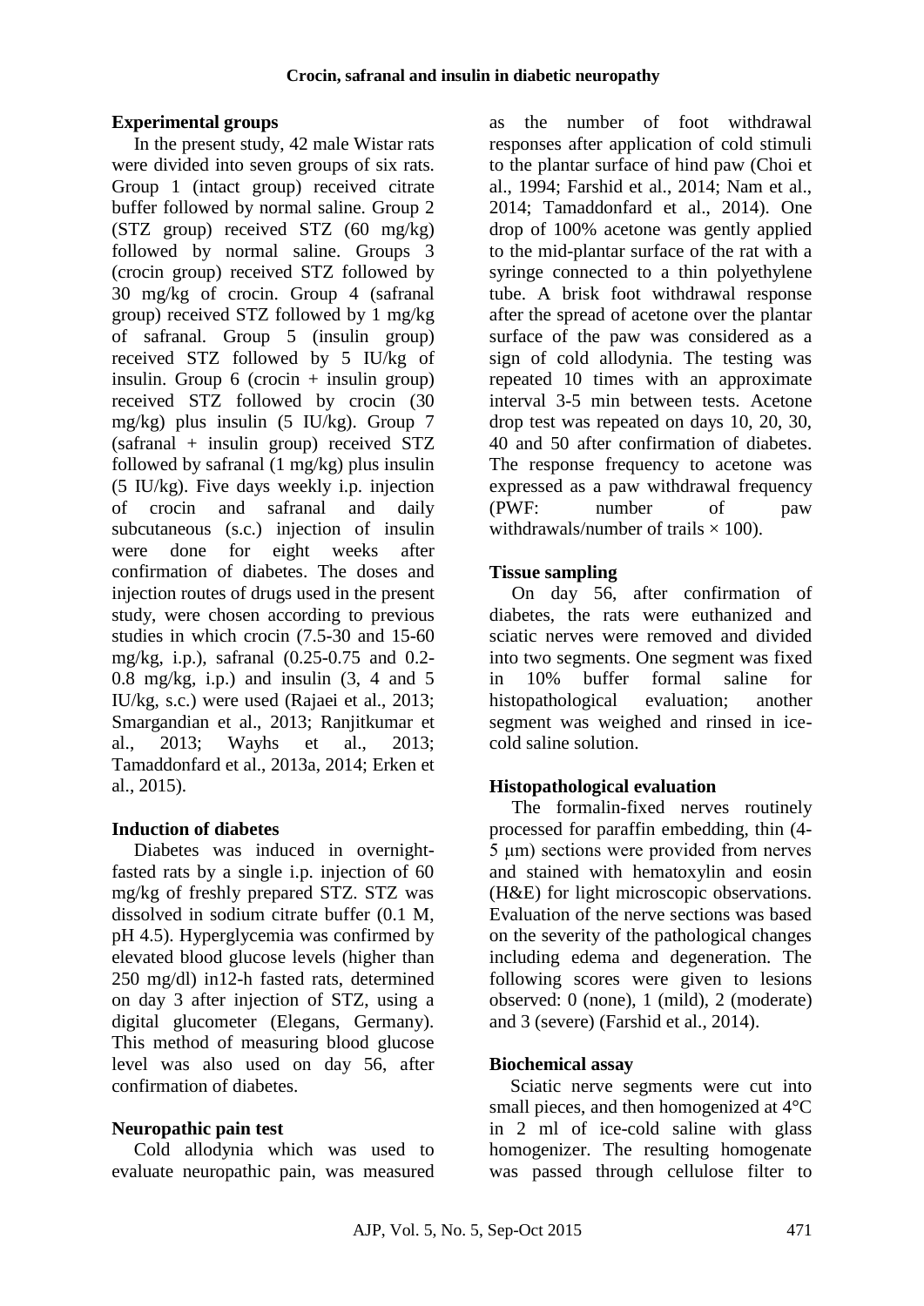### Experimental groups

In the present study, 42 male Wistar rats were divided into seven groups of six rats. Group 1 (intact group) received citrate buffer followed by normal saline. Group 2 (STZ group) received STZ (60 mg/kg) followed by normal saline. Groups 3 (crocin group) received STZ followed by 30 mg/kg of crocin. Group 4 (safranal group) received STZ followed by 1 mg/kg of safranal. Group 5 (insulin group) received STZ followed by 5 IU/kg of insulin. Group 6 (crocin + insulin group) received STZ followed by crocin (30 mg/kg) plus insulin (5 IU/kg). Group 7 (safranal + insulin group) received STZ followed by safranal (1 mg/kg) plus insulin (5 IU/kg). Five days weekly i.p. injection of crocin and safranal and daily subcutaneous (s.c.) injection of insulin were done for eight weeks after confirmation of diabetes. The doses and injection routes of drugs used in the present study, were chosen according to previous studies in which crocin (7.5-30 and 15-60 mg/kg, i.p.), safranal (0.25-0.75 and 0.2-0.8 mg/kg, i.p.) and insulin (3, 4 and 5 IU/kg, s.c.) were used (Rajaei et al., 2013; Smargandian et al., 2013; Ranjitkumar et al., 2013; Wayhs et al., 2013; Tamaddonfard et al., 2013a, 2014; Erken et al., 2015).

### Induction of diabetes

Diabetes was induced in overnight-fasted rats by a single i.p. injection of 60 mg/kg of freshly prepared STZ. STZ was dissolved in sodium citrate buffer (0.1 M, pH 4.5). Hyperglycemia was confirmed by elevated blood glucose levels (higher than 250 mg/dl) in12-h fasted rats, determined on day 3 after injection of STZ, using a digital glucometer (Elegans, Germany). This method of measuring blood glucose level was also used on day 56, after confirmation of diabetes.

### Neuropathic pain test

Cold allodynia which was used to evaluate neuropathic pain, was measured as the number of foot withdrawal responses after application of cold stimuli to the plantar surface of hind paw (Choi et al., 1994; Farshid et al., 2014; Nam et al., 2014; Tamaddonfard et al., 2014). One drop of 100% acetone was gently applied to the mid-plantar surface of the rat with a syringe connected to a thin polyethylene tube. A brisk foot withdrawal response after the spread of acetone over the plantar surface of the paw was considered as a sign of cold allodynia. The testing was repeated 10 times with an approximate interval 3-5 min between tests. Acetone drop test was repeated on days 10, 20, 30, 40 and 50 after confirmation of diabetes. The response frequency to acetone was expressed as a paw withdrawal frequency (PWF: number of paw withdrawals/number of trails $\times$ 100).

### Tissue sampling

On day 56, after confirmation of diabetes, the rats were euthanized and sciatic nerves were removed and divided into two segments. One segment was fixed in 10% buffer formal saline for histopathological evaluation; another segment was weighed and rinsed in ice-cold saline solution.

### Histopathological evaluation

The formalin-fixed nerves routinely processed for paraffin embedding, thin (4-5 μm) sections were provided from nerves and stained with hematoxylin and eosin (H&E) for light microscopic observations. Evaluation of the nerve sections was based on the severity of the pathological changes including edema and degeneration. The following scores were given to lesions observed: 0 (none), 1 (mild), 2 (moderate) and 3 (severe) (Farshid et al., 2014).

### Biochemical assay

Sciatic nerve segments were cut into small pieces, and then homogenized at 4°C in 2 ml of ice-cold saline with glass homogenizer. The resulting homogenate was passed through cellulose filter to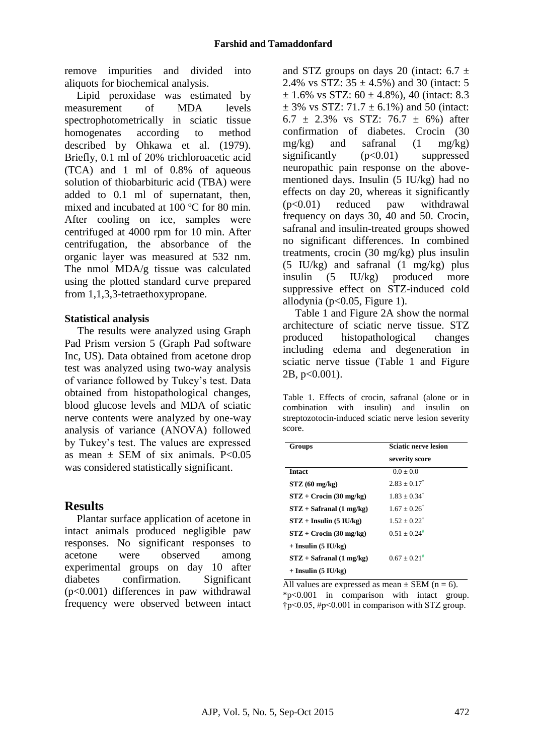remove impurities and divided into aliquots for biochemical analysis.

Lipid peroxidase was estimated by measurement of MDA levels spectrophotometrically in sciatic tissue homogenates according to method described by Ohkawa et al. (1979). Briefly, 0.1 ml of 20% trichloroacetic acid (TCA) and 1 ml of 0.8% of aqueous solution of thiobarbituric acid (TBA) were added to 0.1 ml of supernatant, then, mixed and incubated at 100 ºC for 80 min. After cooling on ice, samples were centrifuged at 4000 rpm for 10 min. After centrifugation, the absorbance of the organic layer was measured at 532 nm. The nmol MDA/g tissue was calculated using the plotted standard curve prepared from 1,1,3,3-tetraethoxypropane.

**Statistical analysis**

The results were analyzed using Graph Pad Prism version 5 (Graph Pad software Inc, US). Data obtained from acetone drop test was analyzed using two-way analysis of variance followed by Tukey's test. Data obtained from histopathological changes, blood glucose levels and MDA of sciatic nerve contents were analyzed by one-way analysis of variance (ANOVA) followed by Tukey's test. The values are expressed as mean $\pm$ SEM of six animals. $P<0.05$ was considered statistically significant.

## Results

Plantar surface application of acetone in intact animals produced negligible paw responses. No significant responses to acetone were observed among experimental groups on day 10 after diabetes confirmation. Significant ($p<0.001$) differences in paw withdrawal frequency were observed between intact and STZ groups on days 20 (intact: $6.7 \pm 2.4\%$ vs STZ: $35 \pm 4.5\%$) and 30 (intact: $5 \pm 1.6\%$ vs STZ: $60 \pm 4.8\%$), 40 (intact: $8.3 \pm 3\%$ vs STZ: $71.7 \pm 6.1\%$) and 50 (intact: $6.7 \pm 2.3\%$ vs STZ: $76.7 \pm 6\%$) after confirmation of diabetes. Crocin (30 mg/kg) and safranal (1 mg/kg) significantly ($p<0.01$) suppressed neuropathic pain response on the above-mentioned days. Insulin (5 IU/kg) had no effects on day 20, whereas it significantly ($p<0.01$) reduced paw withdrawal frequency on days 30, 40 and 50. Crocin, safranal and insulin-treated groups showed no significant differences. In combined treatments, crocin (30 mg/kg) plus insulin (5 IU/kg) and safranal (1 mg/kg) plus insulin (5 IU/kg) produced more suppressive effect on STZ-induced cold allodynia ($p<0.05$, Figure 1).

Table 1 and Figure 2A show the normal architecture of sciatic nerve tissue. STZ produced histopathological changes including edema and degeneration in sciatic nerve tissue (Table 1 and Figure 2B, $p<0.001$).

Table 1. Effects of crocin, safranal (alone or in combination with insulin) and insulin on streptozotocin-induced sciatic nerve lesion severity score.

| Groups | Sciatic nerve lesion severity score |
|---|---|
| Intact | $0.0 \pm 0.0$ |
| STZ (60 mg/kg) | $2.83 \pm 0.17^{*}$ |
| STZ + Crocin (30 mg/kg) | $1.83 \pm 0.34^{\dagger}$ |
| STZ + Safranal (1 mg/kg) | $1.67 \pm 0.26^{\dagger}$ |
| STZ + Insulin (5 IU/kg) | $1.52 \pm 0.22^{\dagger}$ |
| STZ + Crocin (30 mg/kg) + Insulin (5 IU/kg) | $0.51 \pm 0.24^{\#}$ |
| STZ + Safranal (1 mg/kg) + Insulin (5 IU/kg) | $0.67 \pm 0.21^{\#}$ |

All values are expressed as mean $\pm$ SEM ($n = 6$).
*$p<0.001$ in comparison with intact group.
†$p<0.05$, #$p<0.001$ in comparison with STZ group.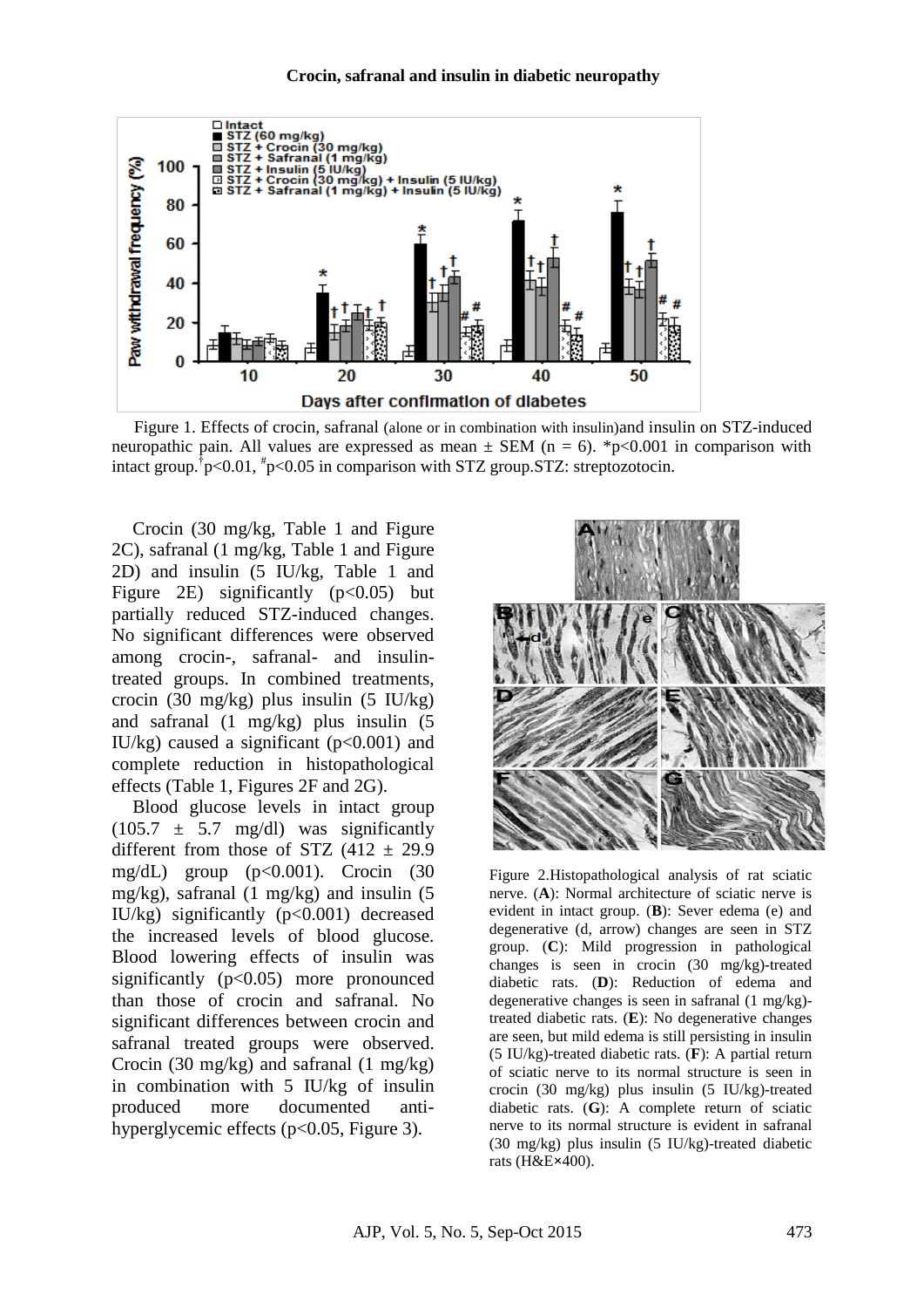Figure 1. Effects of crocin, safranal (alone or in combination with insulin)and insulin on STZ-induced neuropathic pain. All values are expressed as mean ± SEM (n = 6). *p<0.001 in comparison with intact group.†p<0.01, #p<0.05 in comparison with STZ group.STZ: streptozotocin.

Crocin (30 mg/kg, Table 1 and Figure 2C), safranal (1 mg/kg, Table 1 and Figure 2D) and insulin (5 IU/kg, Table 1 and Figure 2E) significantly ($p<0.05$) but partially reduced STZ-induced changes. No significant differences were observed among crocin-, safranal- and insulin-treated groups. In combined treatments, crocin (30 mg/kg) plus insulin (5 IU/kg) and safranal (1 mg/kg) plus insulin (5 IU/kg) caused a significant ($p<0.001$) and complete reduction in histopathological effects (Table 1, Figures 2F and 2G).

Blood glucose levels in intact group (105.7 ± 5.7 mg/dl) was significantly different from those of STZ (412 ± 29.9 mg/dL) group ($p<0.001$). Crocin (30 mg/kg), safranal (1 mg/kg) and insulin (5 IU/kg) significantly ($p<0.001$) decreased the increased levels of blood glucose. Blood lowering effects of insulin was significantly ($p<0.05$) more pronounced than those of crocin and safranal. No significant differences between crocin and safranal treated groups were observed. Crocin (30 mg/kg) and safranal (1 mg/kg) in combination with 5 IU/kg of insulin produced more documented anti-hyperglycemic effects ($p<0.05$, Figure 3).

Figure 2.Histopathological analysis of rat sciatic nerve. (**A**): Normal architecture of sciatic nerve is evident in intact group. (**B**): Sever edema (e) and degenerative (d, arrow) changes are seen in STZ group. (**C**): Mild progression in pathological changes is seen in crocin (30 mg/kg)-treated diabetic rats. (**D**): Reduction of edema and degenerative changes is seen in safranal (1 mg/kg)-treated diabetic rats. (**E**): No degenerative changes are seen, but mild edema is still persisting in insulin (5 IU/kg)-treated diabetic rats. (**F**): A partial return of sciatic nerve to its normal structure is seen in crocin (30 mg/kg) plus insulin (5 IU/kg)-treated diabetic rats. (**G**): A complete return of sciatic nerve to its normal structure is evident in safranal (30 mg/kg) plus insulin (5 IU/kg)-treated diabetic rats (H&E×400).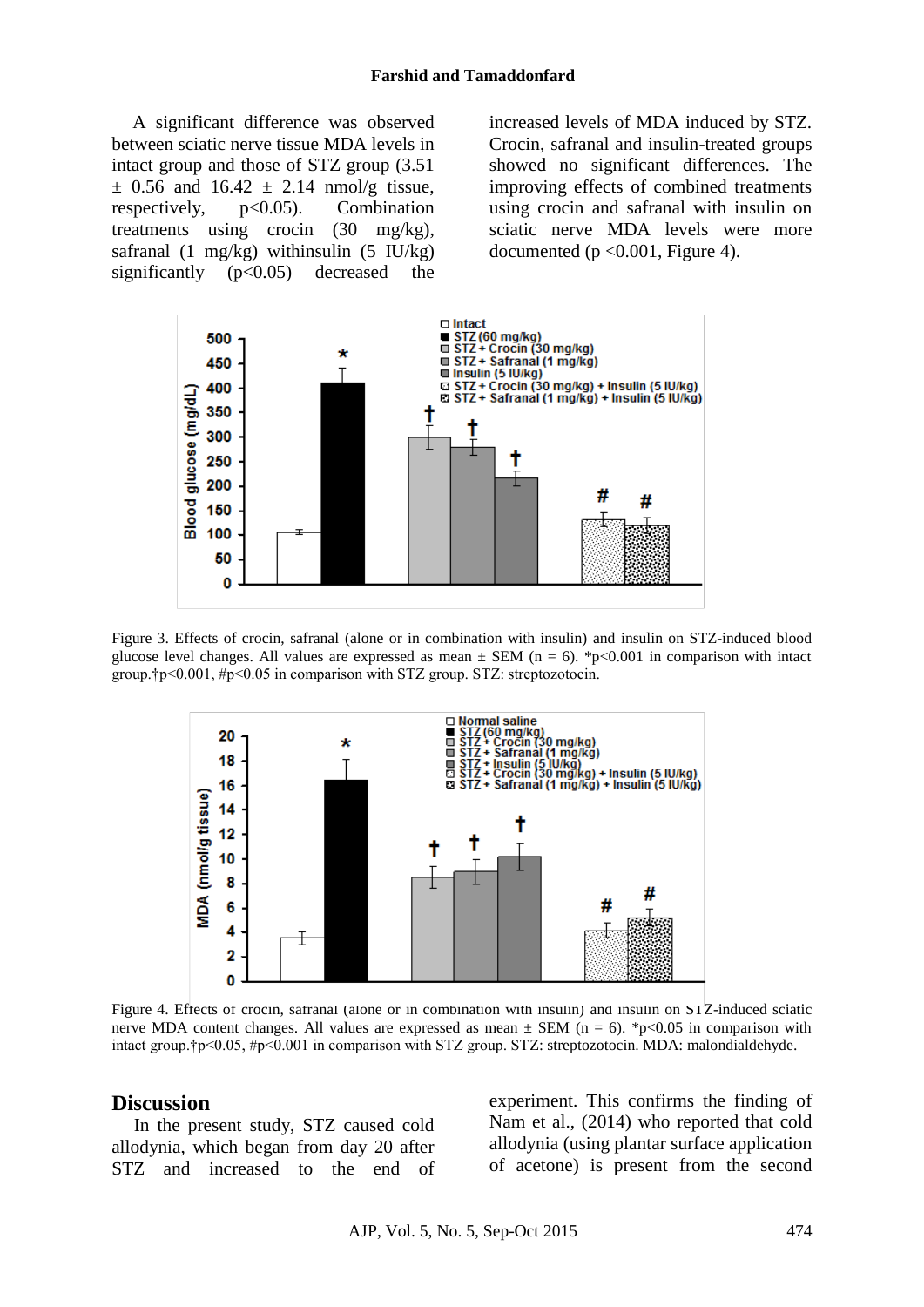A significant difference was observed between sciatic nerve tissue MDA levels in intact group and those of STZ group (3.51 ± 0.56 and 16.42 ± 2.14 nmol/g tissue, respectively, $p<0.05$). Combination treatments using crocin (30 mg/kg), safranal (1 mg/kg) withinsulin (5 IU/kg) significantly ($p<0.05$) decreased the increased levels of MDA induced by STZ. Crocin, safranal and insulin-treated groups showed no significant differences. The improving effects of combined treatments using crocin and safranal with insulin on sciatic nerve MDA levels were more documented ($p <0.001$, Figure 4).

Figure 3. Effects of crocin, safranal (alone or in combination with insulin) and insulin on STZ-induced blood glucose level changes. All values are expressed as mean ± SEM (n = 6). *$p<0.001$ in comparison with intact group.†$p<0.001$, #$p<0.05$ in comparison with STZ group. STZ: streptozotocin.

Figure 4. Effects of crocin, safranal (alone or in combination with insulin) and insulin on STZ-induced sciatic nerve MDA content changes. All values are expressed as mean ± SEM (n = 6). *$p<0.05$ in comparison with intact group.†$p<0.05$, #$p<0.001$ in comparison with STZ group. STZ: streptozotocin. MDA: malondialdehyde.

## Discussion

In the present study, STZ caused cold allodynia, which began from day 20 after STZ and increased to the end of experiment. This confirms the finding of Nam et al., (2014) who reported that cold allodynia (using plantar surface application of acetone) is present from the second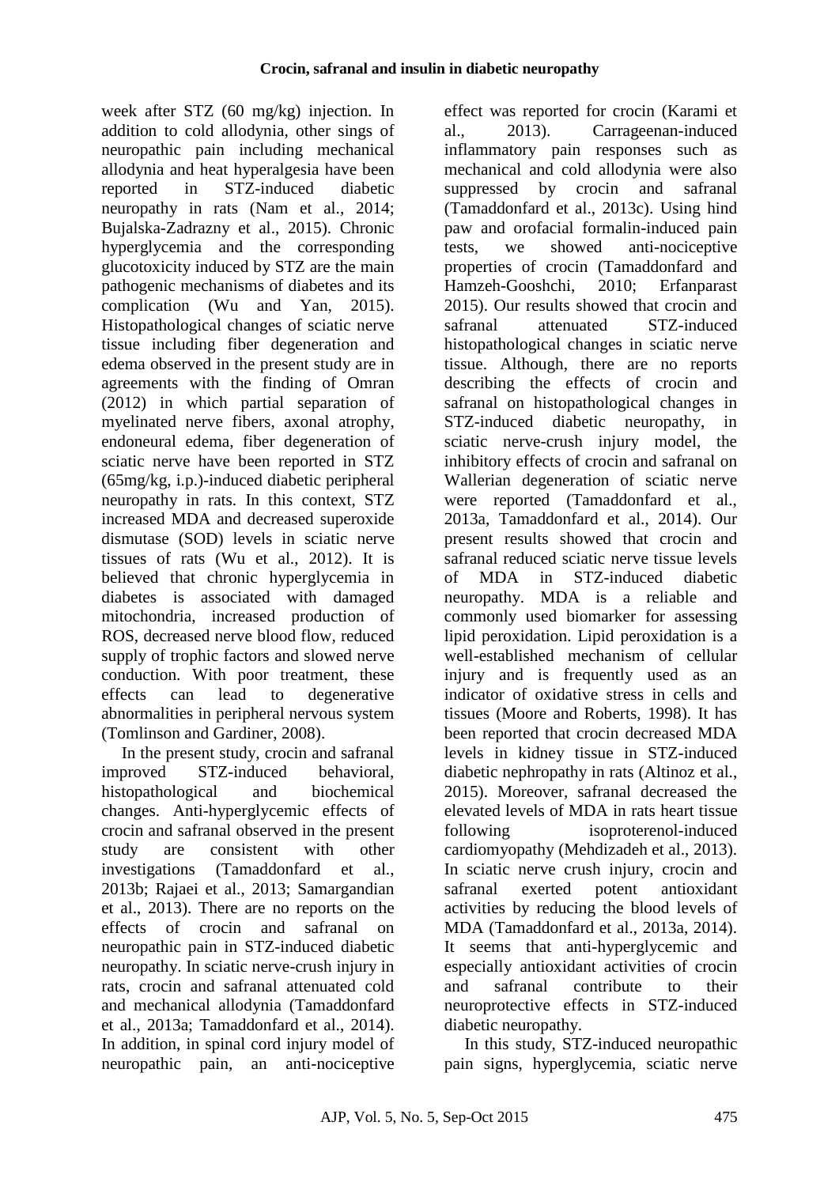week after STZ (60 mg/kg) injection. In addition to cold allodynia, other sings of neuropathic pain including mechanical allodynia and heat hyperalgesia have been reported in STZ-induced diabetic neuropathy in rats (Nam et al., 2014; Bujalska-Zadrazny et al., 2015). Chronic hyperglycemia and the corresponding glucotoxicity induced by STZ are the main pathogenic mechanisms of diabetes and its complication (Wu and Yan, 2015). Histopathological changes of sciatic nerve tissue including fiber degeneration and edema observed in the present study are in agreements with the finding of Omran (2012) in which partial separation of myelinated nerve fibers, axonal atrophy, endoneural edema, fiber degeneration of sciatic nerve have been reported in STZ (65mg/kg, i.p.)-induced diabetic peripheral neuropathy in rats. In this context, STZ increased MDA and decreased superoxide dismutase (SOD) levels in sciatic nerve tissues of rats (Wu et al., 2012). It is believed that chronic hyperglycemia in diabetes is associated with damaged mitochondria, increased production of ROS, decreased nerve blood flow, reduced supply of trophic factors and slowed nerve conduction. With poor treatment, these effects can lead to degenerative abnormalities in peripheral nervous system (Tomlinson and Gardiner, 2008).

In the present study, crocin and safranal improved STZ-induced behavioral, histopathological and biochemical changes. Anti-hyperglycemic effects of crocin and safranal observed in the present study are consistent with other investigations (Tamaddonfard et al., 2013b; Rajaei et al., 2013; Samargandian et al., 2013). There are no reports on the effects of crocin and safranal on neuropathic pain in STZ-induced diabetic neuropathy. In sciatic nerve-crush injury in rats, crocin and safranal attenuated cold and mechanical allodynia (Tamaddonfard et al., 2013a; Tamaddonfard et al., 2014). In addition, in spinal cord injury model of neuropathic pain, an anti-nociceptive effect was reported for crocin (Karami et al., 2013). Carrageenan-induced inflammatory pain responses such as mechanical and cold allodynia were also suppressed by crocin and safranal (Tamaddonfard et al., 2013c). Using hind paw and orofacial formalin-induced pain tests, we showed anti-nociceptive properties of crocin (Tamaddonfard and Hamzeh-Gooshchi, 2010; Erfanparast 2015). Our results showed that crocin and safranal attenuated STZ-induced histopathological changes in sciatic nerve tissue. Although, there are no reports describing the effects of crocin and safranal on histopathological changes in STZ-induced diabetic neuropathy, in sciatic nerve-crush injury model, the inhibitory effects of crocin and safranal on Wallerian degeneration of sciatic nerve were reported (Tamaddonfard et al., 2013a, Tamaddonfard et al., 2014). Our present results showed that crocin and safranal reduced sciatic nerve tissue levels of MDA in STZ-induced diabetic neuropathy. MDA is a reliable and commonly used biomarker for assessing lipid peroxidation. Lipid peroxidation is a well-established mechanism of cellular injury and is frequently used as an indicator of oxidative stress in cells and tissues (Moore and Roberts, 1998). It has been reported that crocin decreased MDA levels in kidney tissue in STZ-induced diabetic nephropathy in rats (Altinoz et al., 2015). Moreover, safranal decreased the elevated levels of MDA in rats heart tissue following isoproterenol-induced cardiomyopathy (Mehdizadeh et al., 2013). In sciatic nerve crush injury, crocin and safranal exerted potent antioxidant activities by reducing the blood levels of MDA (Tamaddonfard et al., 2013a, 2014). It seems that anti-hyperglycemic and especially antioxidant activities of crocin and safranal contribute to their neuroprotective effects in STZ-induced diabetic neuropathy.

In this study, STZ-induced neuropathic pain signs, hyperglycemia, sciatic nerve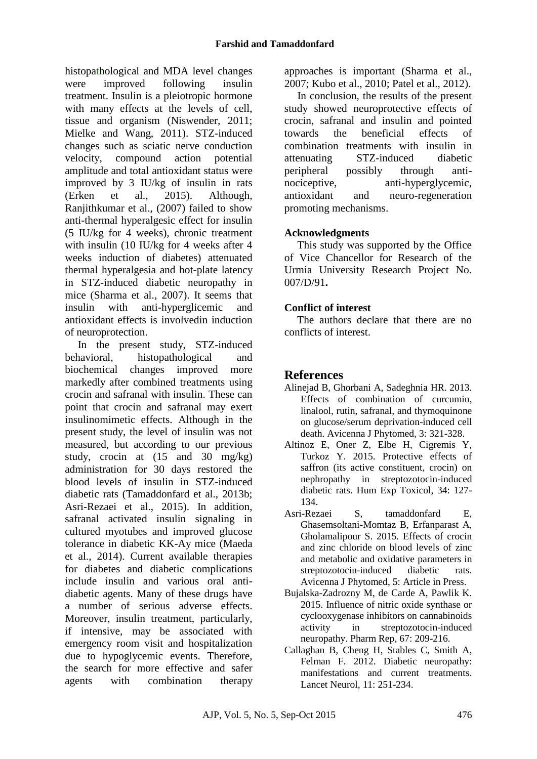histopathological and MDA level changes were improved following insulin treatment. Insulin is a pleiotropic hormone with many effects at the levels of cell, tissue and organism (Niswender, 2011; Mielke and Wang, 2011). STZ-induced changes such as sciatic nerve conduction velocity, compound action potential amplitude and total antioxidant status were improved by 3 IU/kg of insulin in rats (Erken et al., 2015). Although, Ranjithkumar et al., (2007) failed to show anti-thermal hyperalgesic effect for insulin (5 IU/kg for 4 weeks), chronic treatment with insulin (10 IU/kg for 4 weeks after 4 weeks induction of diabetes) attenuated thermal hyperalgesia and hot-plate latency in STZ-induced diabetic neuropathy in mice (Sharma et al., 2007). It seems that insulin with anti-hyperglicemic and antioxidant effects is involvedin induction of neuroprotection.

In the present study, STZ-induced behavioral, histopathological and biochemical changes improved more markedly after combined treatments using crocin and safranal with insulin. These can point that crocin and safranal may exert insulinomimetic effects. Although in the present study, the level of insulin was not measured, but according to our previous study, crocin at (15 and 30 mg/kg) administration for 30 days restored the blood levels of insulin in STZ-induced diabetic rats (Tamaddonfard et al., 2013b; Asri-Rezaei et al., 2015). In addition, safranal activated insulin signaling in cultured myotubes and improved glucose tolerance in diabetic KK-Ay mice (Maeda et al., 2014). Current available therapies for diabetes and diabetic complications include insulin and various oral anti-diabetic agents. Many of these drugs have a number of serious adverse effects. Moreover, insulin treatment, particularly, if intensive, may be associated with emergency room visit and hospitalization due to hypoglycemic events. Therefore, the search for more effective and safer agents with combination therapy approaches is important (Sharma et al., 2007; Kubo et al., 2010; Patel et al., 2012).

In conclusion, the results of the present study showed neuroprotective effects of crocin, safranal and insulin and pointed towards the beneficial effects of combination treatments with insulin in attenuating STZ-induced diabetic peripheral possibly through anti-nociceptive, anti-hyperglycemic, antioxidant and neuro-regeneration promoting mechanisms.

### Acknowledgments

This study was supported by the Office of Vice Chancellor for Research of the Urmia University Research Project No. 007/D/91**.**

### Conflict of interest

The authors declare that there are no conflicts of interest.

## References

Alinejad B, Ghorbani A, Sadeghnia HR. 2013. Effects of combination of curcumin, linalool, rutin, safranal, and thymoquinone on glucose/serum deprivation-induced cell death. Avicenna J Phytomed, 3: 321-328.

Altinoz E, Oner Z, Elbe H, Cigremis Y, Turkoz Y. 2015. Protective effects of saffron (its active constituent, crocin) on nephropathy in streptozotocin-induced diabetic rats. Hum Exp Toxicol, 34: 127-134.

Asri-Rezaei S, tamaddonfard E, Ghasemsoltani-Momtaz B, Erfanparast A, Gholamalipour S. 2015. Effects of crocin and zinc chloride on blood levels of zinc and metabolic and oxidative parameters in streptozotocin-induced diabetic rats. Avicenna J Phytomed, 5: Article in Press.

Bujalska-Zadrozny M, de Carde A, Pawlik K. 2015. Influence of nitric oxide synthase or cyclooxygenase inhibitors on cannabinoids activity in streptozotocin-induced neuropathy. Pharm Rep, 67: 209-216.

Callaghan B, Cheng H, Stables C, Smith A, Felman F. 2012. Diabetic neuropathy: manifestations and current treatments. Lancet Neurol, 11: 251-234.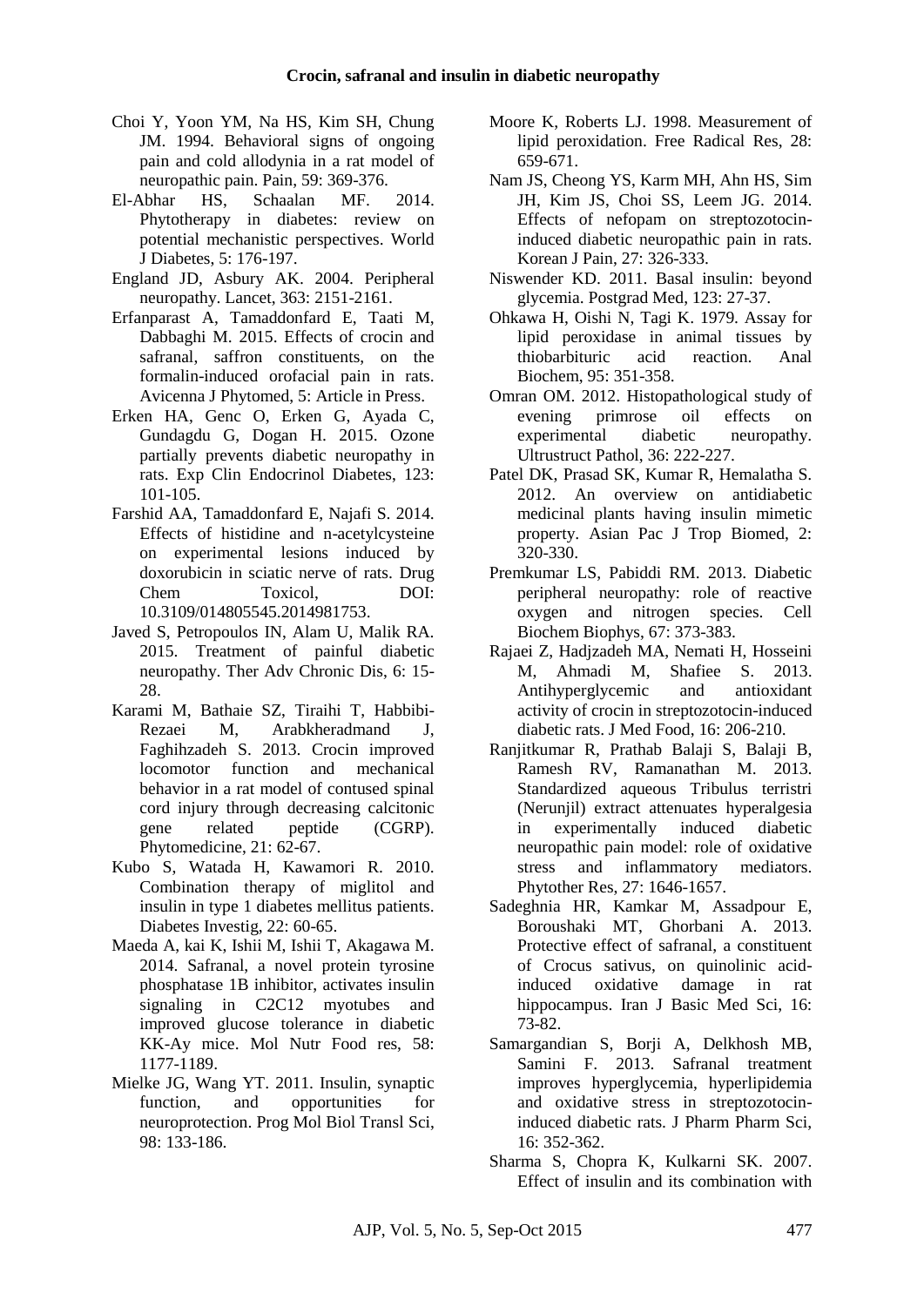Choi Y, Yoon YM, Na HS, Kim SH, Chung JM. 1994. Behavioral signs of ongoing pain and cold allodynia in a rat model of neuropathic pain. Pain, 59: 369-376.

El-Abhar HS, Schaalan MF. 2014. Phytotherapy in diabetes: review on potential mechanistic perspectives. World J Diabetes, 5: 176-197.

England JD, Asbury AK. 2004. Peripheral neuropathy. Lancet, 363: 2151-2161.

Erfanparast A, Tamaddonfard E, Taati M, Dabbaghi M. 2015. Effects of crocin and safranal, saffron constituents, on the formalin-induced orofacial pain in rats. Avicenna J Phytomed, 5: Article in Press.

Erken HA, Genc O, Erken G, Ayada C, Gundagdu G, Dogan H. 2015. Ozone partially prevents diabetic neuropathy in rats. Exp Clin Endocrinol Diabetes, 123: 101-105.

Farshid AA, Tamaddonfard E, Najafi S. 2014. Effects of histidine and n-acetylcysteine on experimental lesions induced by doxorubicin in sciatic nerve of rats. Drug Chem Toxicol, DOI: 10.3109/014805545.2014981753.

Javed S, Petropoulos IN, Alam U, Malik RA. 2015. Treatment of painful diabetic neuropathy. Ther Adv Chronic Dis, 6: 15-28.

Karami M, Bathaie SZ, Tiraihi T, Habbibi-Rezaei M, Arabkheradmand J, Faghihzadeh S. 2013. Crocin improved locomotor function and mechanical behavior in a rat model of contused spinal cord injury through decreasing calcitonic gene related peptide (CGRP). Phytomedicine, 21: 62-67.

Kubo S, Watada H, Kawamori R. 2010. Combination therapy of miglitol and insulin in type 1 diabetes mellitus patients. Diabetes Investig, 22: 60-65.

Maeda A, kai K, Ishii M, Ishii T, Akagawa M. 2014. Safranal, a novel protein tyrosine phosphatase 1B inhibitor, activates insulin signaling in C2C12 myotubes and improved glucose tolerance in diabetic KK-Ay mice. Mol Nutr Food res, 58: 1177-1189.

Mielke JG, Wang YT. 2011. Insulin, synaptic function, and opportunities for neuroprotection. Prog Mol Biol Transl Sci, 98: 133-186.

Moore K, Roberts LJ. 1998. Measurement of lipid peroxidation. Free Radical Res, 28: 659-671.

Nam JS, Cheong YS, Karm MH, Ahn HS, Sim JH, Kim JS, Choi SS, Leem JG. 2014. Effects of nefopam on streptozotocin-induced diabetic neuropathic pain in rats. Korean J Pain, 27: 326-333.

Niswender KD. 2011. Basal insulin: beyond glycemia. Postgrad Med, 123: 27-37.

Ohkawa H, Oishi N, Tagi K. 1979. Assay for lipid peroxidase in animal tissues by thiobarbituric acid reaction. Anal Biochem, 95: 351-358.

Omran OM. 2012. Histopathological study of evening primrose oil effects on experimental diabetic neuropathy. Ultrustruct Pathol, 36: 222-227.

Patel DK, Prasad SK, Kumar R, Hemalatha S. 2012. An overview on antidiabetic medicinal plants having insulin mimetic property. Asian Pac J Trop Biomed, 2: 320-330.

Premkumar LS, Pabiddi RM. 2013. Diabetic peripheral neuropathy: role of reactive oxygen and nitrogen species. Cell Biochem Biophys, 67: 373-383.

Rajaei Z, Hadjzadeh MA, Nemati H, Hosseini M, Ahmadi M, Shafiee S. 2013. Antihyperglycemic and antioxidant activity of crocin in streptozotocin-induced diabetic rats. J Med Food, 16: 206-210.

Ranjitkumar R, Prathab Balaji S, Balaji B, Ramesh RV, Ramanathan M. 2013. Standardized aqueous Tribulus terristri (Nerunjil) extract attenuates hyperalgesia in experimentally induced diabetic neuropathic pain model: role of oxidative stress and inflammatory mediators. Phytother Res, 27: 1646-1657.

Sadeghnia HR, Kamkar M, Assadpour E, Boroushaki MT, Ghorbani A. 2013. Protective effect of safranal, a constituent of Crocus sativus, on quinolinic acid-induced oxidative damage in rat hippocampus. Iran J Basic Med Sci, 16: 73-82.

Samargandian S, Borji A, Delkhosh MB, Samini F. 2013. Safranal treatment improves hyperglycemia, hyperlipidemia and oxidative stress in streptozotocin-induced diabetic rats. J Pharm Pharm Sci, 16: 352-362.

Sharma S, Chopra K, Kulkarni SK. 2007. Effect of insulin and its combination with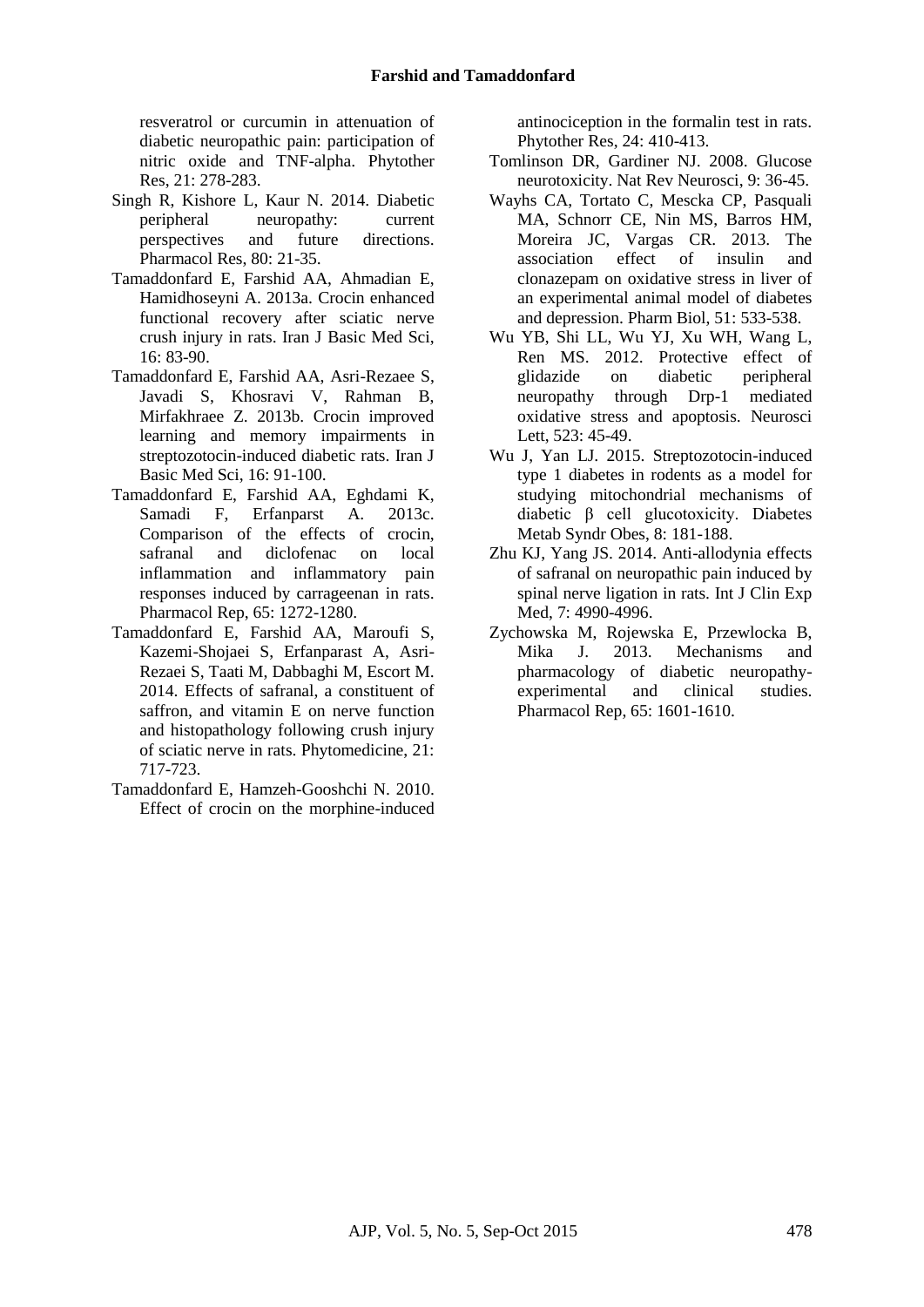resveratrol or curcumin in attenuation of diabetic neuropathic pain: participation of nitric oxide and TNF-alpha. Phytother Res, 21: 278-283.

Singh R, Kishore L, Kaur N. 2014. Diabetic peripheral neuropathy: current perspectives and future directions. Pharmacol Res, 80: 21-35.

Tamaddonfard E, Farshid AA, Ahmadian E, Hamidhoseyni A. 2013a. Crocin enhanced functional recovery after sciatic nerve crush injury in rats. Iran J Basic Med Sci, 16: 83-90.

Tamaddonfard E, Farshid AA, Asri-Rezaee S, Javadi S, Khosravi V, Rahman B, Mirfakhraee Z. 2013b. Crocin improved learning and memory impairments in streptozotocin-induced diabetic rats. Iran J Basic Med Sci, 16: 91-100.

Tamaddonfard E, Farshid AA, Eghdami K, Samadi F, Erfanparst A. 2013c. Comparison of the effects of crocin, safranal and diclofenac on local inflammation and inflammatory pain responses induced by carrageenan in rats. Pharmacol Rep, 65: 1272-1280.

Tamaddonfard E, Farshid AA, Maroufi S, Kazemi-Shojaei S, Erfanparast A, Asri-Rezaei S, Taati M, Dabbaghi M, Escort M. 2014. Effects of safranal, a constituent of saffron, and vitamin E on nerve function and histopathology following crush injury of sciatic nerve in rats. Phytomedicine, 21: 717-723.

Tamaddonfard E, Hamzeh-Gooshchi N. 2010. Effect of crocin on the morphine-induced antinociception in the formalin test in rats. Phytother Res, 24: 410-413.

Tomlinson DR, Gardiner NJ. 2008. Glucose neurotoxicity. Nat Rev Neurosci, 9: 36-45.

Wayhs CA, Tortato C, Mescka CP, Pasquali MA, Schnorr CE, Nin MS, Barros HM, Moreira JC, Vargas CR. 2013. The association effect of insulin and clonazepam on oxidative stress in liver of an experimental animal model of diabetes and depression. Pharm Biol, 51: 533-538.

Wu YB, Shi LL, Wu YJ, Xu WH, Wang L, Ren MS. 2012. Protective effect of glidazide on diabetic peripheral neuropathy through Drp-1 mediated oxidative stress and apoptosis. Neurosci Lett, 523: 45-49.

Wu J, Yan LJ. 2015. Streptozotocin-induced type 1 diabetes in rodents as a model for studying mitochondrial mechanisms of diabetic β cell glucotoxicity. Diabetes Metab Syndr Obes, 8: 181-188.

Zhu KJ, Yang JS. 2014. Anti-allodynia effects of safranal on neuropathic pain induced by spinal nerve ligation in rats. Int J Clin Exp Med, 7: 4990-4996.

Zychowska M, Rojewska E, Przewlocka B, Mika J. 2013. Mechanisms and pharmacology of diabetic neuropathy-experimental and clinical studies. Pharmacol Rep, 65: 1601-1610.